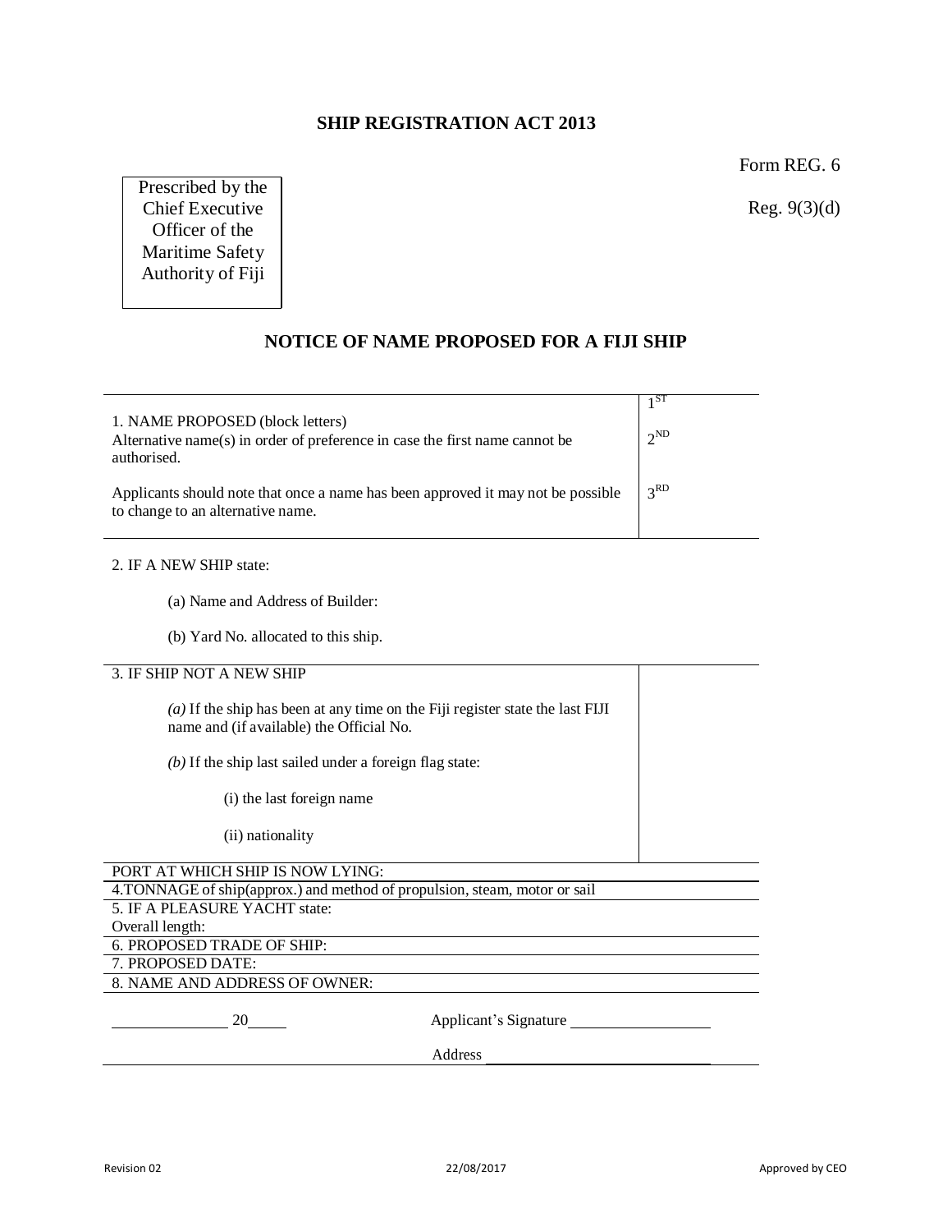# SHIP REGISTRATION ACT 2013

Form REG. 6

Reg. 9(3)(d)

Prescribed by the Chief Executive Officer of the Maritime Safety Authority of Fiji

## NOTICE OF NAME PROPOSED FOR A FIJI SHIP

| | |
|---|---|
| 1. NAME PROPOSED (block letters)<br>Alternative name(s) in order of preference in case the first name cannot be authorised.<br><br>Applicants should note that once a name has been approved it may not be possible to change to an alternative name. | 1ST<br><br>2ND<br><br>3RD |

2. IF A NEW SHIP state:

   (a) Name and Address of Builder:

   (b) Yard No. allocated to this ship.

| | |
|---|---|
| 3. IF SHIP NOT A NEW SHIP<br><br>*(a)* If the ship has been at any time on the Fiji register state the last FIJI name and (if available) the Official No.<br><br>*(b)* If the ship last sailed under a foreign flag state:<br><br>(i) the last foreign name<br><br>(ii) nationality | |

PORT AT WHICH SHIP IS NOW LYING:

4.TONNAGE of ship(approx.) and method of propulsion, steam, motor or sail

5. IF A PLEASURE YACHT state:
Overall length:

6. PROPOSED TRADE OF SHIP:

7. PROPOSED DATE:

8. NAME AND ADDRESS OF OWNER:

______________ 20_____ Applicant's Signature ________________

Address ____________________________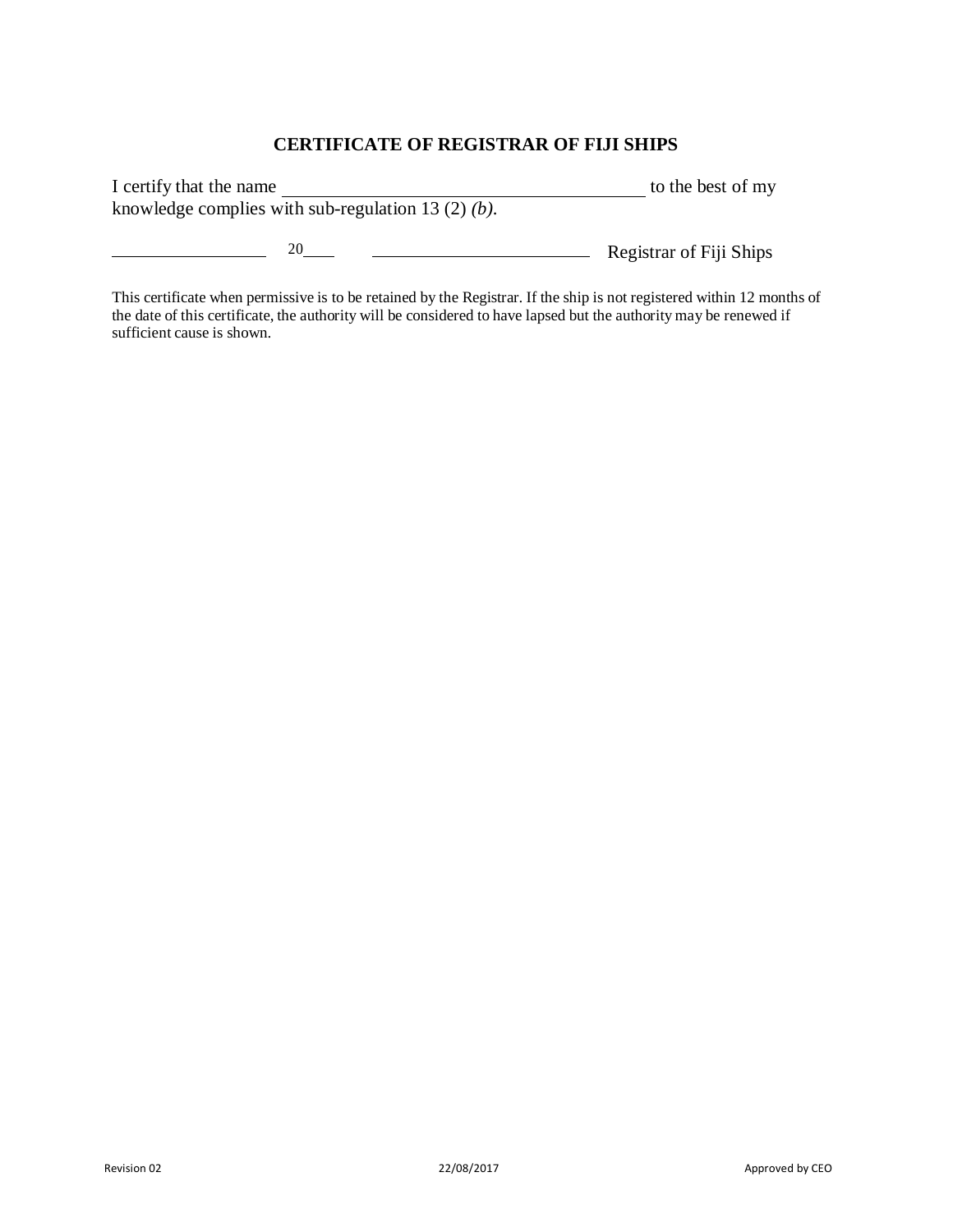## CERTIFICATE OF REGISTRAR OF FIJI SHIPS

I certify that the name ________________________________________ to the best of my knowledge complies with sub-regulation 13 (2) *(b)*.

__________________ 20____ ________________________ Registrar of Fiji Ships

This certificate when permissive is to be retained by the Registrar. If the ship is not registered within 12 months of the date of this certificate, the authority will be considered to have lapsed but the authority may be renewed if sufficient cause is shown.